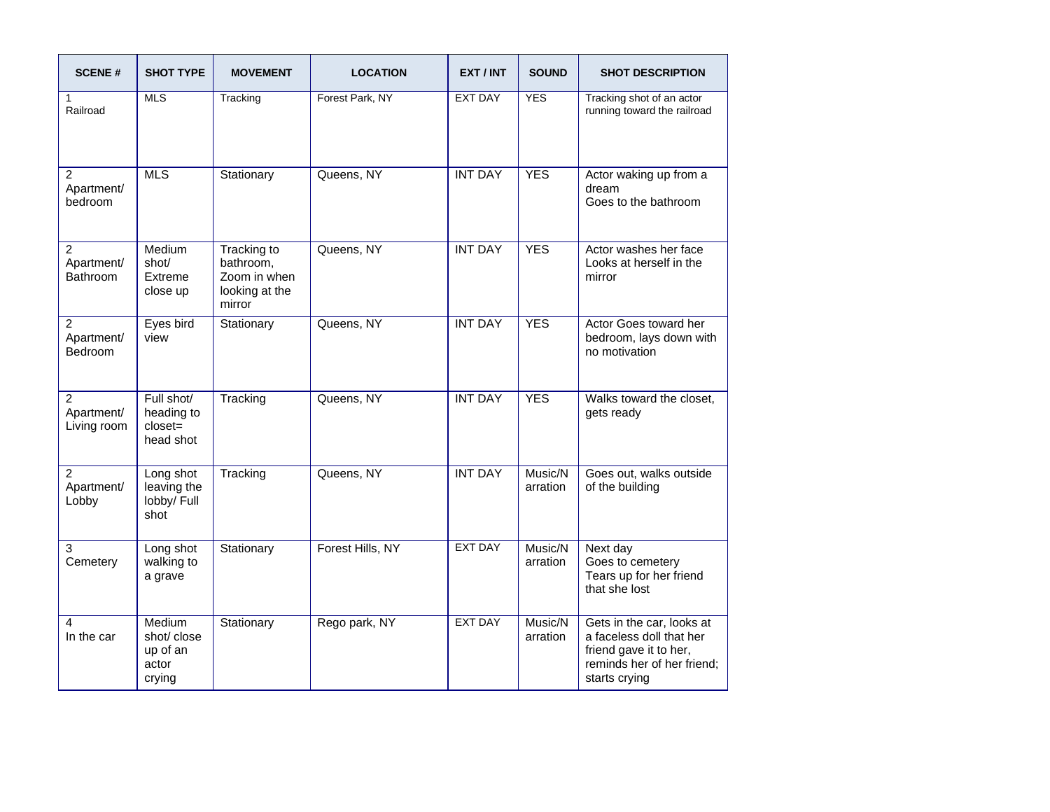| SCENE # | SHOT TYPE | MOVEMENT | LOCATION | EXT / INT | SOUND | SHOT DESCRIPTION |
|---|---|---|---|---|---|---|
| 1 Railroad | MLS | Tracking | Forest Park, NY | EXT DAY | YES | Tracking shot of an actor running toward the railroad |
| 2 Apartment/ bedroom | MLS | Stationary | Queens, NY | INT DAY | YES | Actor waking up from a dream Goes to the bathroom |
| 2 Apartment/ Bathroom | Medium shot/ Extreme close up | Tracking to bathroom, Zoom in when looking at the mirror | Queens, NY | INT DAY | YES | Actor washes her face Looks at herself in the mirror |
| 2 Apartment/ Bedroom | Eyes bird view | Stationary | Queens, NY | INT DAY | YES | Actor Goes toward her bedroom, lays down with no motivation |
| 2 Apartment/ Living room | Full shot/ heading to closet= head shot | Tracking | Queens, NY | INT DAY | YES | Walks toward the closet, gets ready |
| 2 Apartment/ Lobby | Long shot leaving the lobby/ Full shot | Tracking | Queens, NY | INT DAY | Music/Narration | Goes out, walks outside of the building |
| 3 Cemetery | Long shot walking to a grave | Stationary | Forest Hills, NY | EXT DAY | Music/Narration | Next day Goes to cemetery Tears up for her friend that she lost |
| 4 In the car | Medium shot/ close up of an actor crying | Stationary | Rego park, NY | EXT DAY | Music/Narration | Gets in the car, looks at a faceless doll that her friend gave it to her, reminds her of her friend; starts crying |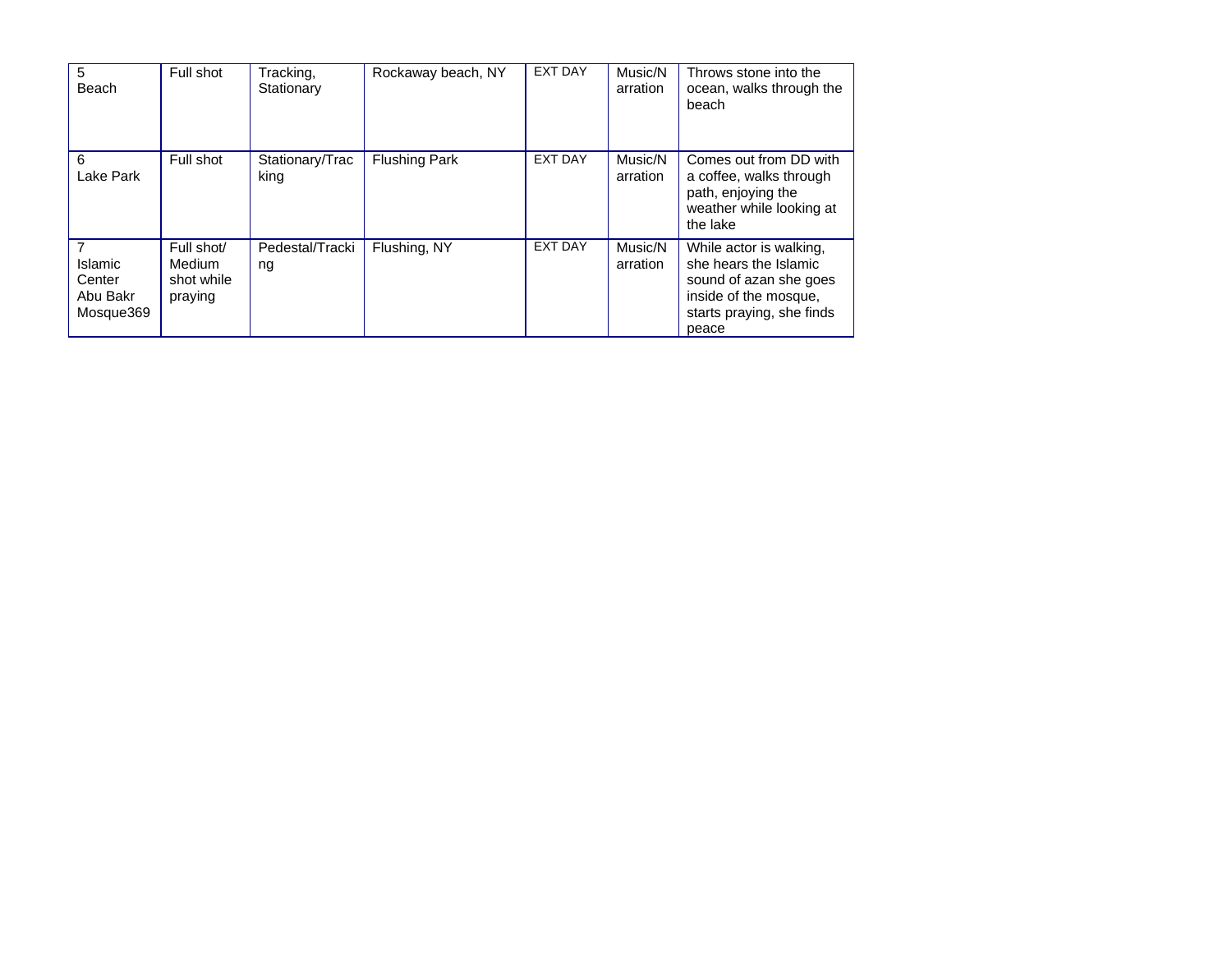| | | | | | | |
|---|---|---|---|---|---|---|
| 5<br>Beach | Full shot | Tracking, Stationary | Rockaway beach, NY | EXT DAY | Music/Narration | Throws stone into the ocean, walks through the beach |
| 6<br>Lake Park | Full shot | Stationary/Tracking | Flushing Park | EXT DAY | Music/Narration | Comes out from DD with a coffee, walks through path, enjoying the weather while looking at the lake |
| 7<br>Islamic Center Abu Bakr Mosque369 | Full shot/ Medium shot while praying | Pedestal/Tracking | Flushing, NY | EXT DAY | Music/Narration | While actor is walking, she hears the Islamic sound of azan she goes inside of the mosque, starts praying, she finds peace |